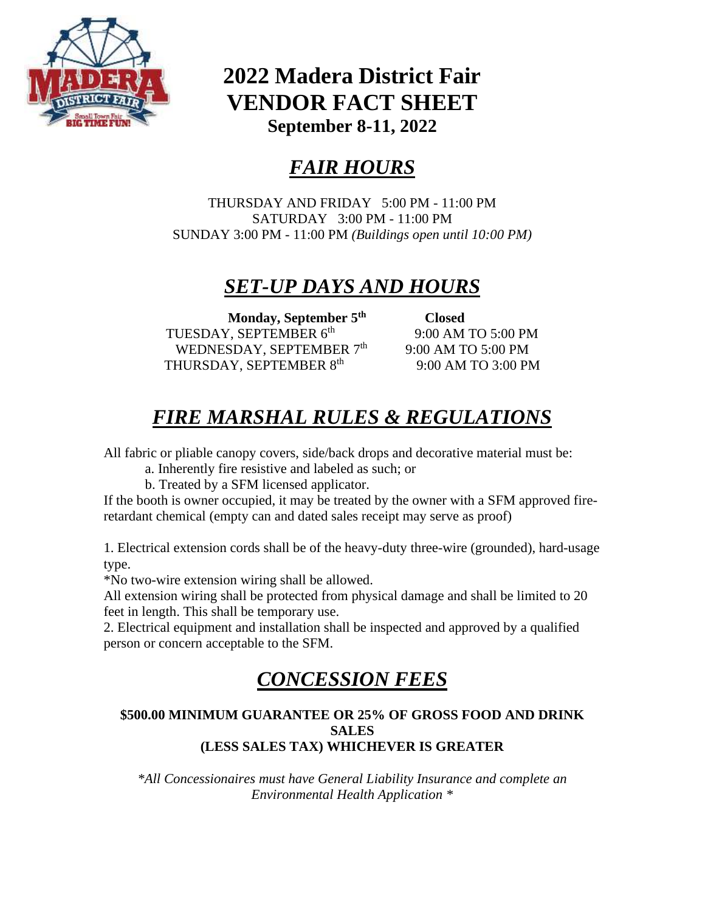# 2022 Madera District Fair
# VENDOR FACT SHEET
### September 8-11, 2022

## *FAIR HOURS*

THURSDAY AND FRIDAY 5:00 PM - 11:00 PM
SATURDAY 3:00 PM - 11:00 PM
SUNDAY 3:00 PM - 11:00 PM *(Buildings open until 10:00 PM)*

## *SET-UP DAYS AND HOURS*

| | |
|---|---|
| **Monday, September 5th** | **Closed** |
| TUESDAY, SEPTEMBER 6th | 9:00 AM TO 5:00 PM |
| WEDNESDAY, SEPTEMBER 7th | 9:00 AM TO 5:00 PM |
| THURSDAY, SEPTEMBER 8th | 9:00 AM TO 3:00 PM |

## *FIRE MARSHAL RULES & REGULATIONS*

All fabric or pliable canopy covers, side/back drops and decorative material must be:

a. Inherently fire resistive and labeled as such; or

b. Treated by a SFM licensed applicator.

If the booth is owner occupied, it may be treated by the owner with a SFM approved fire-retardant chemical (empty can and dated sales receipt may serve as proof)

1. Electrical extension cords shall be of the heavy-duty three-wire (grounded), hard-usage type.

*No two-wire extension wiring shall be allowed.

All extension wiring shall be protected from physical damage and shall be limited to 20 feet in length. This shall be temporary use.

2. Electrical equipment and installation shall be inspected and approved by a qualified person or concern acceptable to the SFM.

## *CONCESSION FEES*

**$500.00 MINIMUM GUARANTEE OR 25% OF GROSS FOOD AND DRINK SALES (LESS SALES TAX) WHICHEVER IS GREATER**

*\*All Concessionaires must have General Liability Insurance and complete an Environmental Health Application \**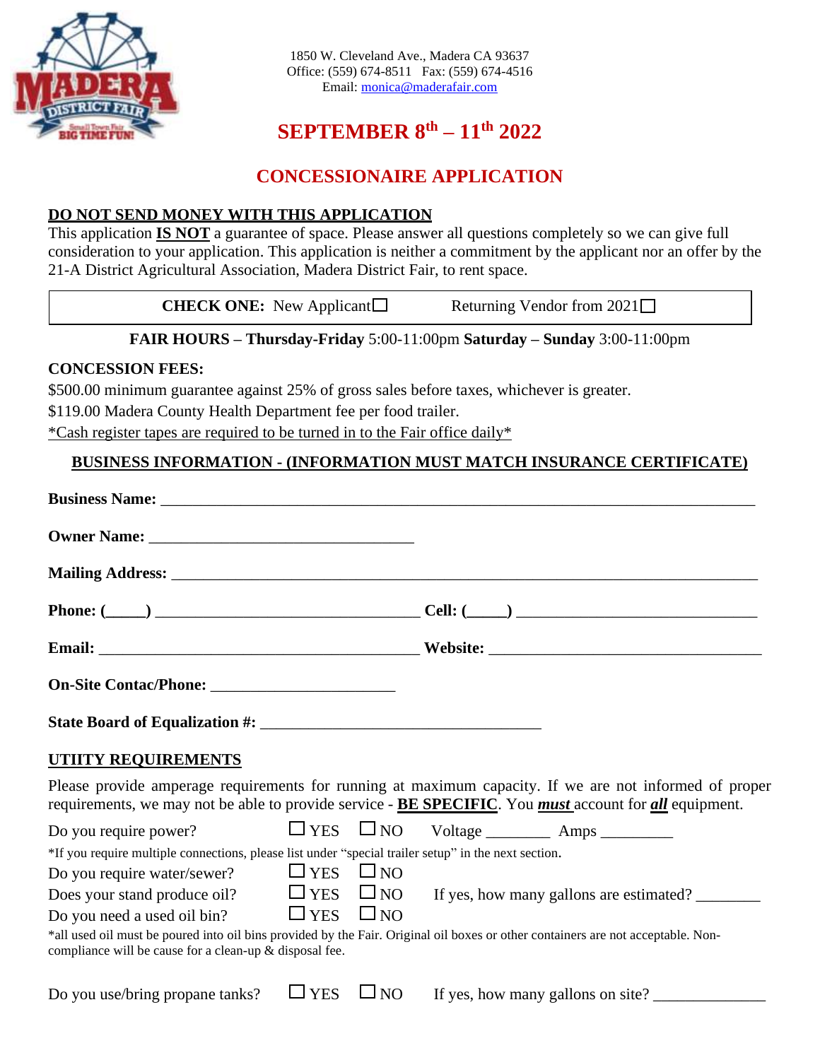1850 W. Cleveland Ave., Madera CA 93637
Office: (559) 674-8511 Fax: (559) 674-4516
Email: monica@maderafair.com

# SEPTEMBER 8th – 11th 2022

# CONCESSIONAIRE APPLICATION

**DO NOT SEND MONEY WITH THIS APPLICATION**

This application **IS NOT** a guarantee of space. Please answer all questions completely so we can give full consideration to your application. This application is neither a commitment by the applicant nor an offer by the 21-A District Agricultural Association, Madera District Fair, to rent space.

**CHECK ONE:** New Applicant ☐ Returning Vendor from 2021 ☐

**FAIR HOURS – Thursday-Friday** 5:00-11:00pm **Saturday – Sunday** 3:00-11:00pm

**CONCESSION FEES:**

$500.00 minimum guarantee against 25% of gross sales before taxes, whichever is greater.

$119.00 Madera County Health Department fee per food trailer.

*Cash register tapes are required to be turned in to the Fair office daily*

**BUSINESS INFORMATION - (INFORMATION MUST MATCH INSURANCE CERTIFICATE)**

**Business Name:** ___________________________________________

**Owner Name:** ___________________________

**Mailing Address:** ___________________________________________

**Phone: (_____)** ___________________________ **Cell: (_____)** ___________________________

**Email:** ___________________________ **Website:** ___________________________

**On-Site Contac/Phone:** ____________________

**State Board of Equalization #:** ___________________________

**UTIITY REQUIREMENTS**

Please provide amperage requirements for running at maximum capacity. If we are not informed of proper requirements, we may not be able to provide service - **BE SPECIFIC**. You ***must*** account for ***all*** equipment.

Do you require power? ☐ YES ☐ NO Voltage ________ Amps _________

*If you require multiple connections, please list under "special trailer setup" in the next section.

Do you require water/sewer? ☐ YES ☐ NO

Does your stand produce oil? ☐ YES ☐ NO If yes, how many gallons are estimated? ________

Do you need a used oil bin? ☐ YES ☐ NO

*all used oil must be poured into oil bins provided by the Fair. Original oil boxes or other containers are not acceptable. Non-compliance will be cause for a clean-up & disposal fee.

Do you use/bring propane tanks? ☐ YES ☐ NO If yes, how many gallons on site? _____________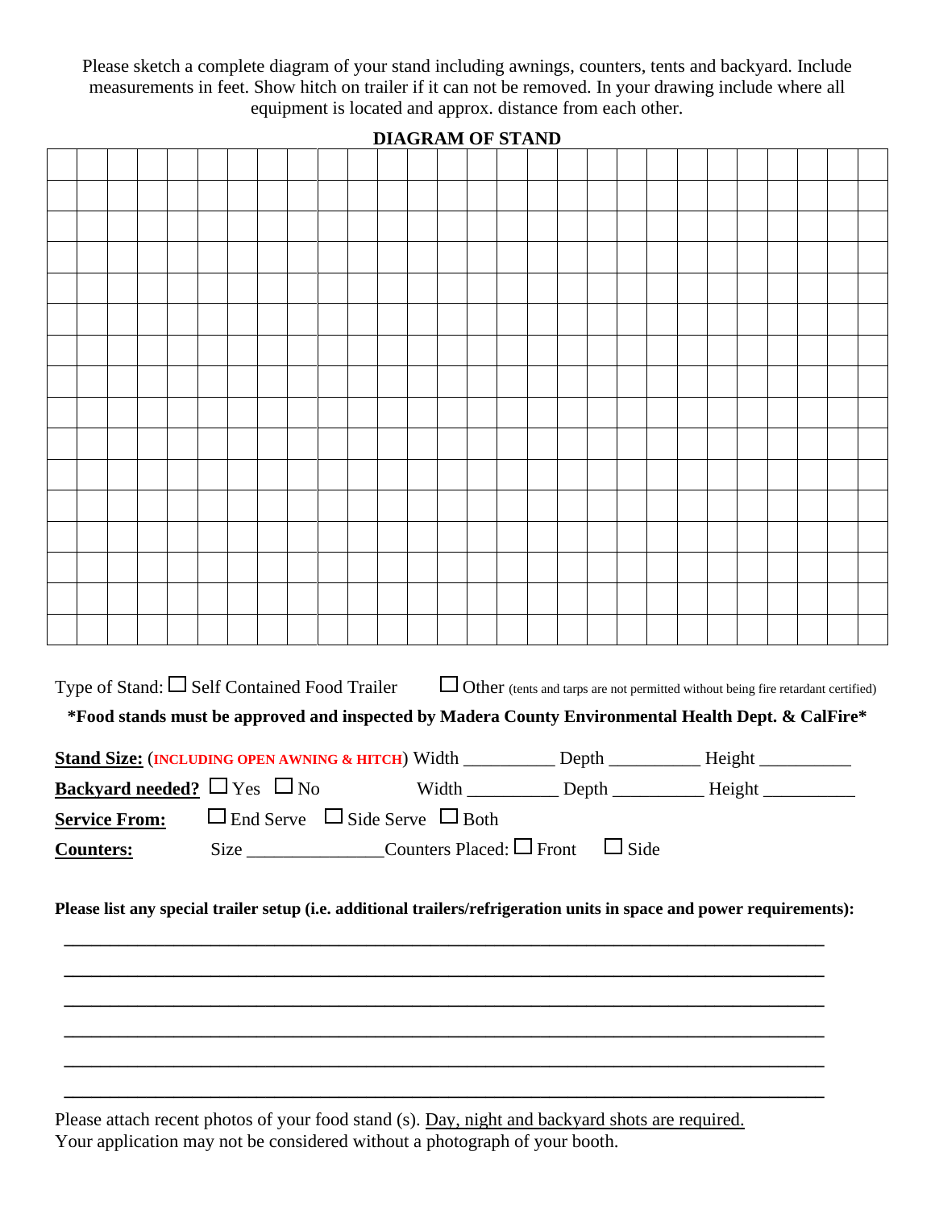Please sketch a complete diagram of your stand including awnings, counters, tents and backyard. Include measurements in feet. Show hitch on trailer if it can not be removed. In your drawing include where all equipment is located and approx. distance from each other.

**DIAGRAM OF STAND**

Type of Stand: ☐ Self Contained Food Trailer ☐ Other (tents and tarps are not permitted without being fire retardant certified)

**\*Food stands must be approved and inspected by Madera County Environmental Health Dept. & CalFire\***

**Stand Size:** (**INCLUDING OPEN AWNING & HITCH**) Width __________ Depth __________ Height __________

**Backyard needed?** ☐ Yes ☐ No Width __________ Depth __________ Height __________

**Service From:** ☐ End Serve ☐ Side Serve ☐ Both

**Counters:** Size _______________ Counters Placed: ☐ Front ☐ Side

**Please list any special trailer setup (i.e. additional trailers/refrigeration units in space and power requirements):**

______________________________________________________________________________

______________________________________________________________________________

______________________________________________________________________________

______________________________________________________________________________

______________________________________________________________________________

______________________________________________________________________________

Please attach recent photos of your food stand (s). Day, night and backyard shots are required.
Your application may not be considered without a photograph of your booth.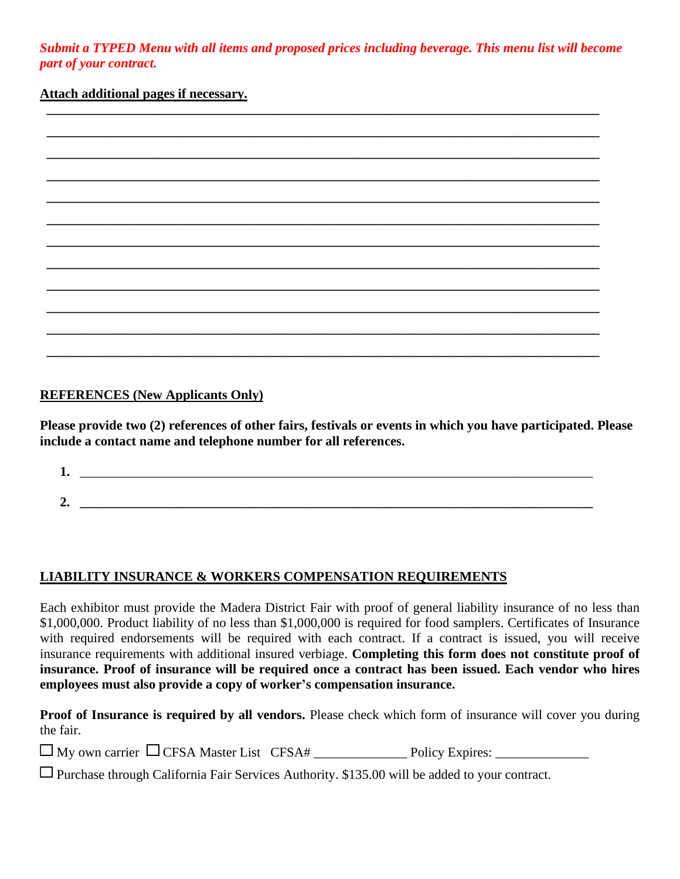***Submit a TYPED Menu with all items and proposed prices including beverage. This menu list will become part of your contract.***

**Attach additional pages if necessary.**

______________________________________________________________________________

______________________________________________________________________________

______________________________________________________________________________

______________________________________________________________________________

______________________________________________________________________________

______________________________________________________________________________

______________________________________________________________________________

______________________________________________________________________________

______________________________________________________________________________

______________________________________________________________________________

______________________________________________________________________________

______________________________________________________________________________

**REFERENCES (New Applicants Only)**

**Please provide two (2) references of other fairs, festivals or events in which you have participated. Please include a contact name and telephone number for all references.**

1. ______________________________________________________________________
2. ______________________________________________________________________

**LIABILITY INSURANCE & WORKERS COMPENSATION REQUIREMENTS**

Each exhibitor must provide the Madera District Fair with proof of general liability insurance of no less than $1,000,000. Product liability of no less than $1,000,000 is required for food samplers. Certificates of Insurance with required endorsements will be required with each contract. If a contract is issued, you will receive insurance requirements with additional insured verbiage. **Completing this form does not constitute proof of insurance. Proof of insurance will be required once a contract has been issued. Each vendor who hires employees must also provide a copy of worker's compensation insurance.**

**Proof of Insurance is required by all vendors.** Please check which form of insurance will cover you during the fair.

☐ My own carrier ☐ CFSA Master List CFSA# _____________ Policy Expires: _____________

☐ Purchase through California Fair Services Authority. $135.00 will be added to your contract.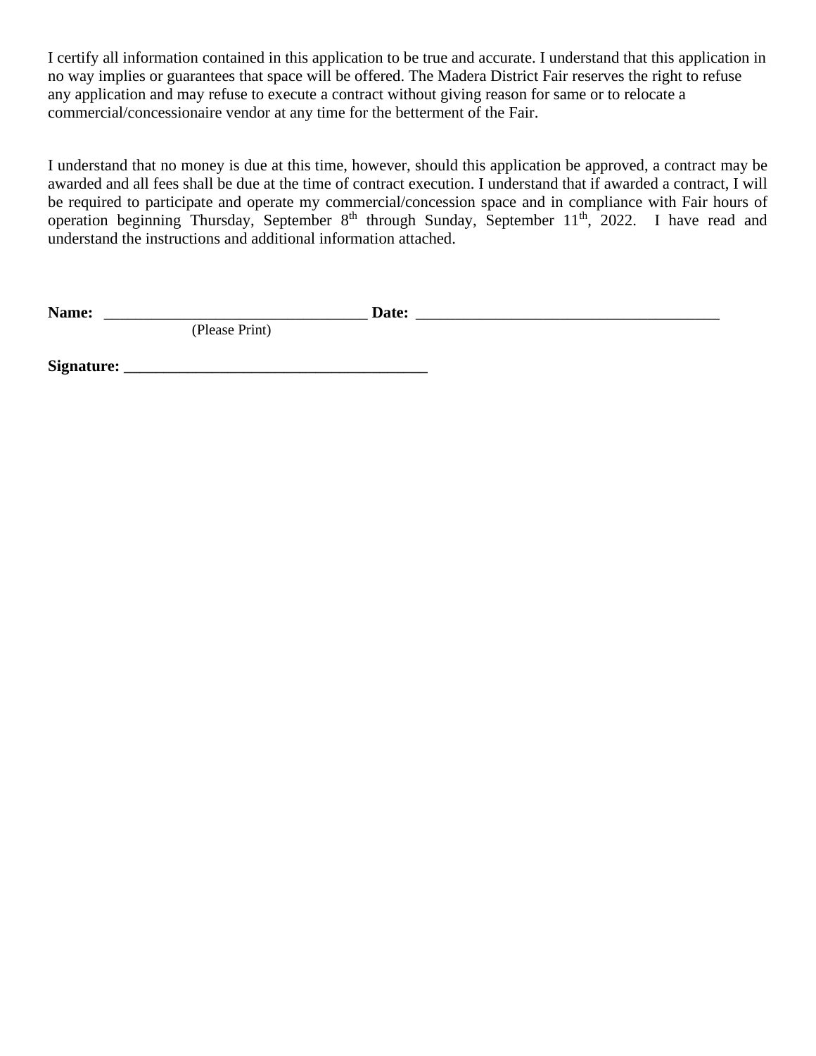I certify all information contained in this application to be true and accurate. I understand that this application in no way implies or guarantees that space will be offered. The Madera District Fair reserves the right to refuse any application and may refuse to execute a contract without giving reason for same or to relocate a commercial/concessionaire vendor at any time for the betterment of the Fair.

I understand that no money is due at this time, however, should this application be approved, a contract may be awarded and all fees shall be due at the time of contract execution. I understand that if awarded a contract, I will be required to participate and operate my commercial/concession space and in compliance with Fair hours of operation beginning Thursday, September 8th through Sunday, September 11th, 2022. I have read and understand the instructions and additional information attached.

**Name:** __________________________________ **Date:** _______________________________________
(Please Print)

**Signature:** _______________________________________